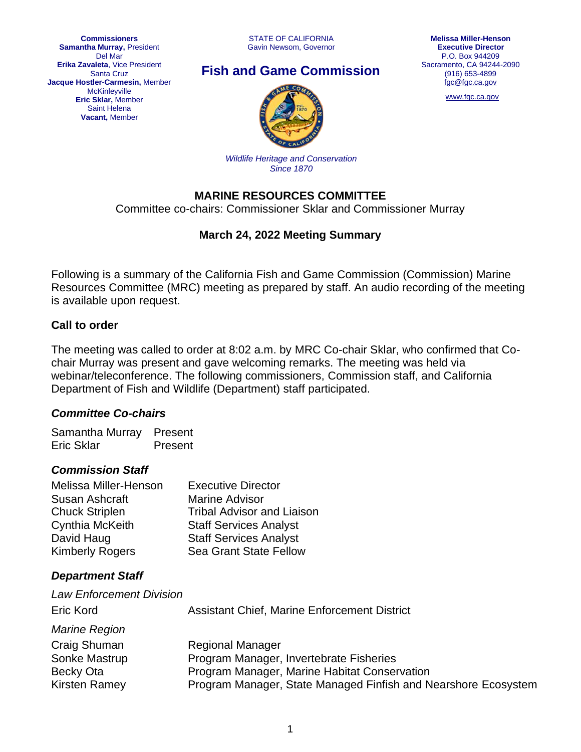**Commissioners**
**Samantha Murray,** President
Del Mar
**Erika Zavaleta**, Vice President
Santa Cruz
**Jacque Hostler-Carmesin,** Member
McKinleyville
**Eric Sklar,** Member
Saint Helena
**Vacant,** Member

STATE OF CALIFORNIA
Gavin Newsom, Governor

## Fish and Game Commission

*Wildlife Heritage and Conservation*
*Since 1870*

**Melissa Miller-Henson**
**Executive Director**
P.O. Box 944209
Sacramento, CA 94244-2090
(916) 653-4899
fgc@fgc.ca.gov
www.fgc.ca.gov

# MARINE RESOURCES COMMITTEE

Committee co-chairs: Commissioner Sklar and Commissioner Murray

## March 24, 2022 Meeting Summary

Following is a summary of the California Fish and Game Commission (Commission) Marine Resources Committee (MRC) meeting as prepared by staff. An audio recording of the meeting is available upon request.

### Call to order

The meeting was called to order at 8:02 a.m. by MRC Co-chair Sklar, who confirmed that Co-chair Murray was present and gave welcoming remarks. The meeting was held via webinar/teleconference. The following commissioners, Commission staff, and California Department of Fish and Wildlife (Department) staff participated.

### *Committee Co-chairs*

| | |
|---|---|
| Samantha Murray | Present |
| Eric Sklar | Present |

### *Commission Staff*

| | |
|---|---|
| Melissa Miller-Henson | Executive Director |
| Susan Ashcraft | Marine Advisor |
| Chuck Striplen | Tribal Advisor and Liaison |
| Cynthia McKeith | Staff Services Analyst |
| David Haug | Staff Services Analyst |
| Kimberly Rogers | Sea Grant State Fellow |

### *Department Staff*

*Law Enforcement Division*

| | |
|---|---|
| Eric Kord | Assistant Chief, Marine Enforcement District |

*Marine Region*

| | |
|---|---|
| Craig Shuman | Regional Manager |
| Sonke Mastrup | Program Manager, Invertebrate Fisheries |
| Becky Ota | Program Manager, Marine Habitat Conservation |
| Kirsten Ramey | Program Manager, State Managed Finfish and Nearshore Ecosystem |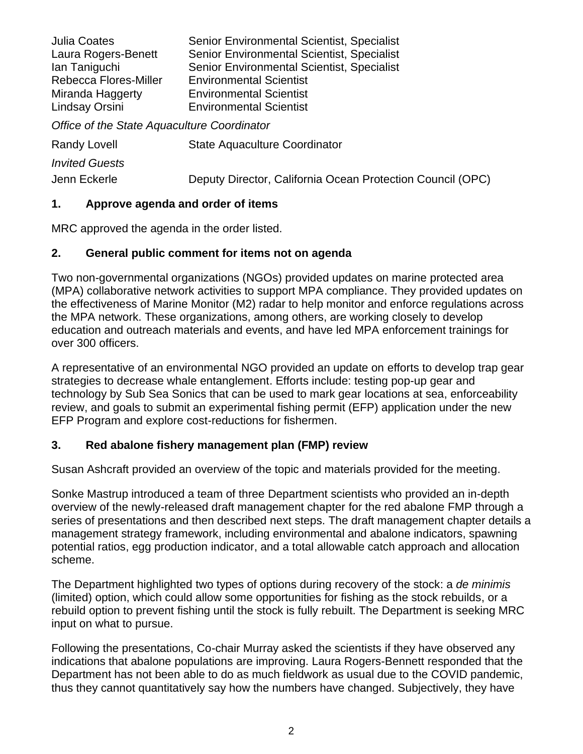| | |
|---|---|
| Julia Coates | Senior Environmental Scientist, Specialist |
| Laura Rogers-Benett | Senior Environmental Scientist, Specialist |
| Ian Taniguchi | Senior Environmental Scientist, Specialist |
| Rebecca Flores-Miller | Environmental Scientist |
| Miranda Haggerty | Environmental Scientist |
| Lindsay Orsini | Environmental Scientist |

*Office of the State Aquaculture Coordinator*

| | |
|---|---|
| Randy Lovell | State Aquaculture Coordinator |

*Invited Guests*

| | |
|---|---|
| Jenn Eckerle | Deputy Director, California Ocean Protection Council (OPC) |

## 1. Approve agenda and order of items

MRC approved the agenda in the order listed.

## 2. General public comment for items not on agenda

Two non-governmental organizations (NGOs) provided updates on marine protected area (MPA) collaborative network activities to support MPA compliance. They provided updates on the effectiveness of Marine Monitor (M2) radar to help monitor and enforce regulations across the MPA network. These organizations, among others, are working closely to develop education and outreach materials and events, and have led MPA enforcement trainings for over 300 officers.

A representative of an environmental NGO provided an update on efforts to develop trap gear strategies to decrease whale entanglement. Efforts include: testing pop-up gear and technology by Sub Sea Sonics that can be used to mark gear locations at sea, enforceability review, and goals to submit an experimental fishing permit (EFP) application under the new EFP Program and explore cost-reductions for fishermen.

## 3. Red abalone fishery management plan (FMP) review

Susan Ashcraft provided an overview of the topic and materials provided for the meeting.

Sonke Mastrup introduced a team of three Department scientists who provided an in-depth overview of the newly-released draft management chapter for the red abalone FMP through a series of presentations and then described next steps. The draft management chapter details a management strategy framework, including environmental and abalone indicators, spawning potential ratios, egg production indicator, and a total allowable catch approach and allocation scheme.

The Department highlighted two types of options during recovery of the stock: a *de minimis* (limited) option, which could allow some opportunities for fishing as the stock rebuilds, or a rebuild option to prevent fishing until the stock is fully rebuilt. The Department is seeking MRC input on what to pursue.

Following the presentations, Co-chair Murray asked the scientists if they have observed any indications that abalone populations are improving. Laura Rogers-Bennett responded that the Department has not been able to do as much fieldwork as usual due to the COVID pandemic, thus they cannot quantitatively say how the numbers have changed. Subjectively, they have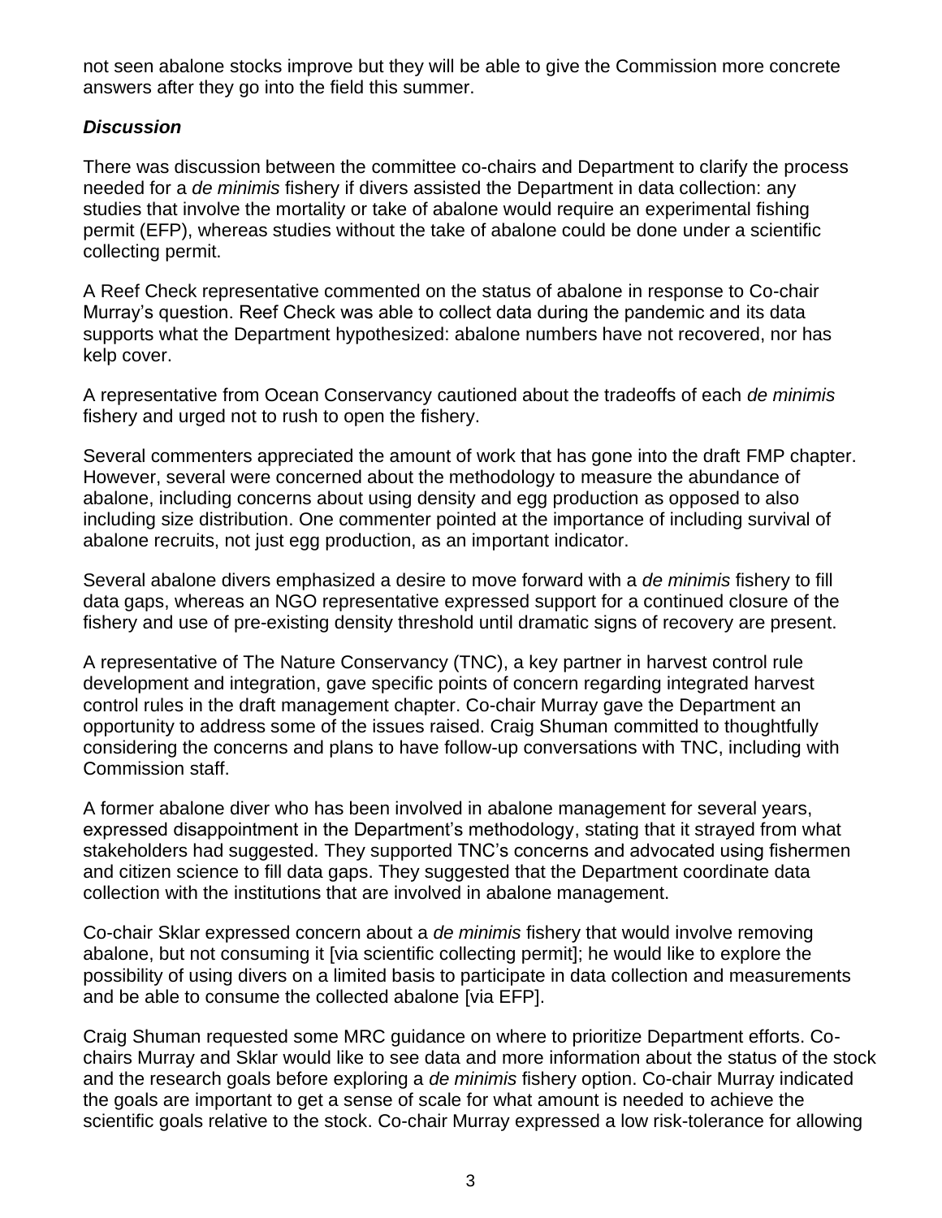not seen abalone stocks improve but they will be able to give the Commission more concrete answers after they go into the field this summer.

### *Discussion*

There was discussion between the committee co-chairs and Department to clarify the process needed for a *de minimis* fishery if divers assisted the Department in data collection: any studies that involve the mortality or take of abalone would require an experimental fishing permit (EFP), whereas studies without the take of abalone could be done under a scientific collecting permit.

A Reef Check representative commented on the status of abalone in response to Co-chair Murray's question. Reef Check was able to collect data during the pandemic and its data supports what the Department hypothesized: abalone numbers have not recovered, nor has kelp cover.

A representative from Ocean Conservancy cautioned about the tradeoffs of each *de minimis* fishery and urged not to rush to open the fishery.

Several commenters appreciated the amount of work that has gone into the draft FMP chapter. However, several were concerned about the methodology to measure the abundance of abalone, including concerns about using density and egg production as opposed to also including size distribution. One commenter pointed at the importance of including survival of abalone recruits, not just egg production, as an important indicator.

Several abalone divers emphasized a desire to move forward with a *de minimis* fishery to fill data gaps, whereas an NGO representative expressed support for a continued closure of the fishery and use of pre-existing density threshold until dramatic signs of recovery are present.

A representative of The Nature Conservancy (TNC), a key partner in harvest control rule development and integration, gave specific points of concern regarding integrated harvest control rules in the draft management chapter. Co-chair Murray gave the Department an opportunity to address some of the issues raised. Craig Shuman committed to thoughtfully considering the concerns and plans to have follow-up conversations with TNC, including with Commission staff.

A former abalone diver who has been involved in abalone management for several years, expressed disappointment in the Department's methodology, stating that it strayed from what stakeholders had suggested. They supported TNC's concerns and advocated using fishermen and citizen science to fill data gaps. They suggested that the Department coordinate data collection with the institutions that are involved in abalone management.

Co-chair Sklar expressed concern about a *de minimis* fishery that would involve removing abalone, but not consuming it [via scientific collecting permit]; he would like to explore the possibility of using divers on a limited basis to participate in data collection and measurements and be able to consume the collected abalone [via EFP].

Craig Shuman requested some MRC guidance on where to prioritize Department efforts. Co-chairs Murray and Sklar would like to see data and more information about the status of the stock and the research goals before exploring a *de minimis* fishery option. Co-chair Murray indicated the goals are important to get a sense of scale for what amount is needed to achieve the scientific goals relative to the stock. Co-chair Murray expressed a low risk-tolerance for allowing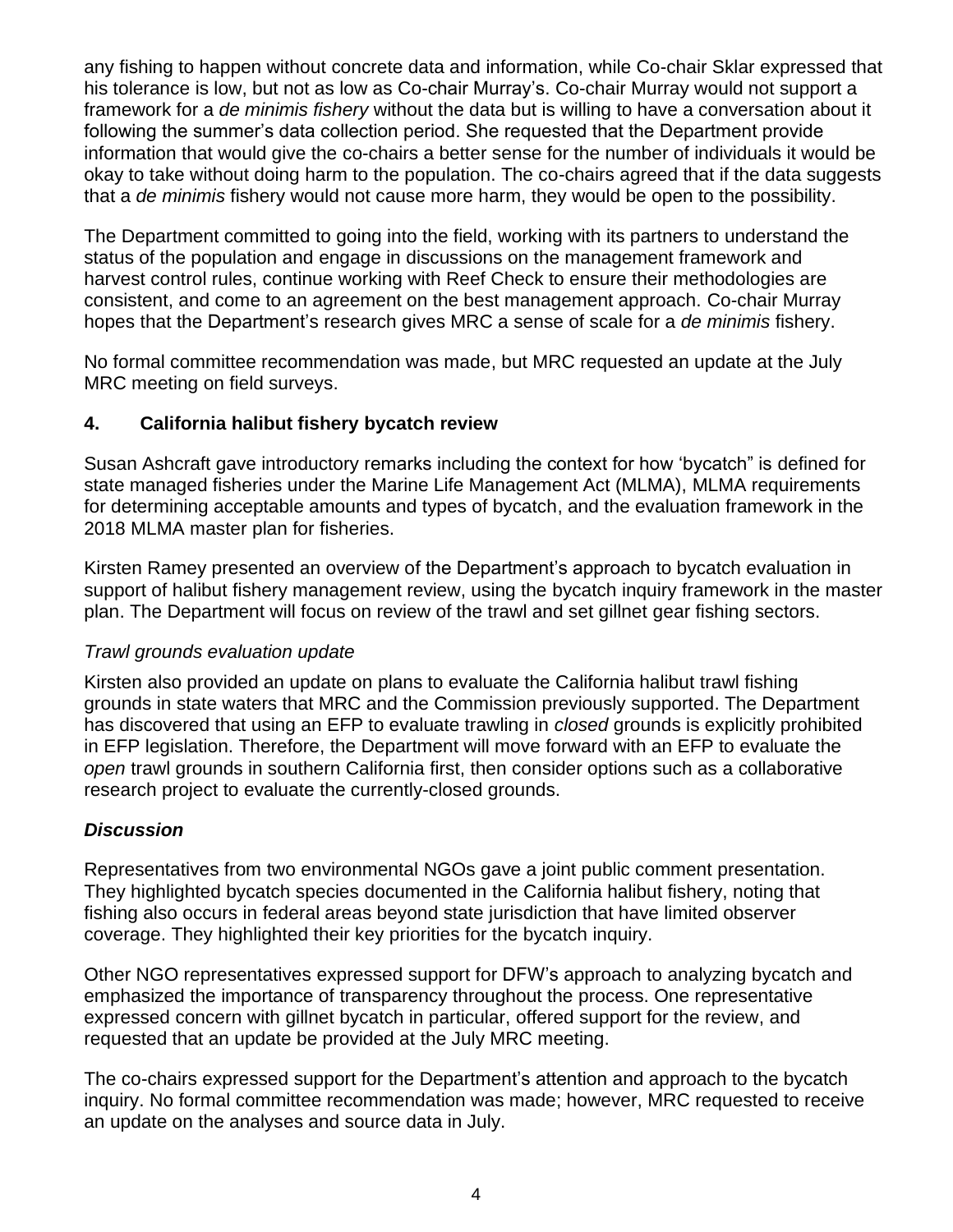any fishing to happen without concrete data and information, while Co-chair Sklar expressed that his tolerance is low, but not as low as Co-chair Murray's. Co-chair Murray would not support a framework for a *de minimis fishery* without the data but is willing to have a conversation about it following the summer's data collection period. She requested that the Department provide information that would give the co-chairs a better sense for the number of individuals it would be okay to take without doing harm to the population. The co-chairs agreed that if the data suggests that a *de minimis* fishery would not cause more harm, they would be open to the possibility.

The Department committed to going into the field, working with its partners to understand the status of the population and engage in discussions on the management framework and harvest control rules, continue working with Reef Check to ensure their methodologies are consistent, and come to an agreement on the best management approach. Co-chair Murray hopes that the Department's research gives MRC a sense of scale for a *de minimis* fishery.

No formal committee recommendation was made, but MRC requested an update at the July MRC meeting on field surveys.

## 4. California halibut fishery bycatch review

Susan Ashcraft gave introductory remarks including the context for how 'bycatch" is defined for state managed fisheries under the Marine Life Management Act (MLMA), MLMA requirements for determining acceptable amounts and types of bycatch, and the evaluation framework in the 2018 MLMA master plan for fisheries.

Kirsten Ramey presented an overview of the Department's approach to bycatch evaluation in support of halibut fishery management review, using the bycatch inquiry framework in the master plan. The Department will focus on review of the trawl and set gillnet gear fishing sectors.

*Trawl grounds evaluation update*

Kirsten also provided an update on plans to evaluate the California halibut trawl fishing grounds in state waters that MRC and the Commission previously supported. The Department has discovered that using an EFP to evaluate trawling in *closed* grounds is explicitly prohibited in EFP legislation. Therefore, the Department will move forward with an EFP to evaluate the *open* trawl grounds in southern California first, then consider options such as a collaborative research project to evaluate the currently-closed grounds.

***Discussion***

Representatives from two environmental NGOs gave a joint public comment presentation. They highlighted bycatch species documented in the California halibut fishery, noting that fishing also occurs in federal areas beyond state jurisdiction that have limited observer coverage. They highlighted their key priorities for the bycatch inquiry.

Other NGO representatives expressed support for DFW's approach to analyzing bycatch and emphasized the importance of transparency throughout the process. One representative expressed concern with gillnet bycatch in particular, offered support for the review, and requested that an update be provided at the July MRC meeting.

The co-chairs expressed support for the Department's attention and approach to the bycatch inquiry. No formal committee recommendation was made; however, MRC requested to receive an update on the analyses and source data in July.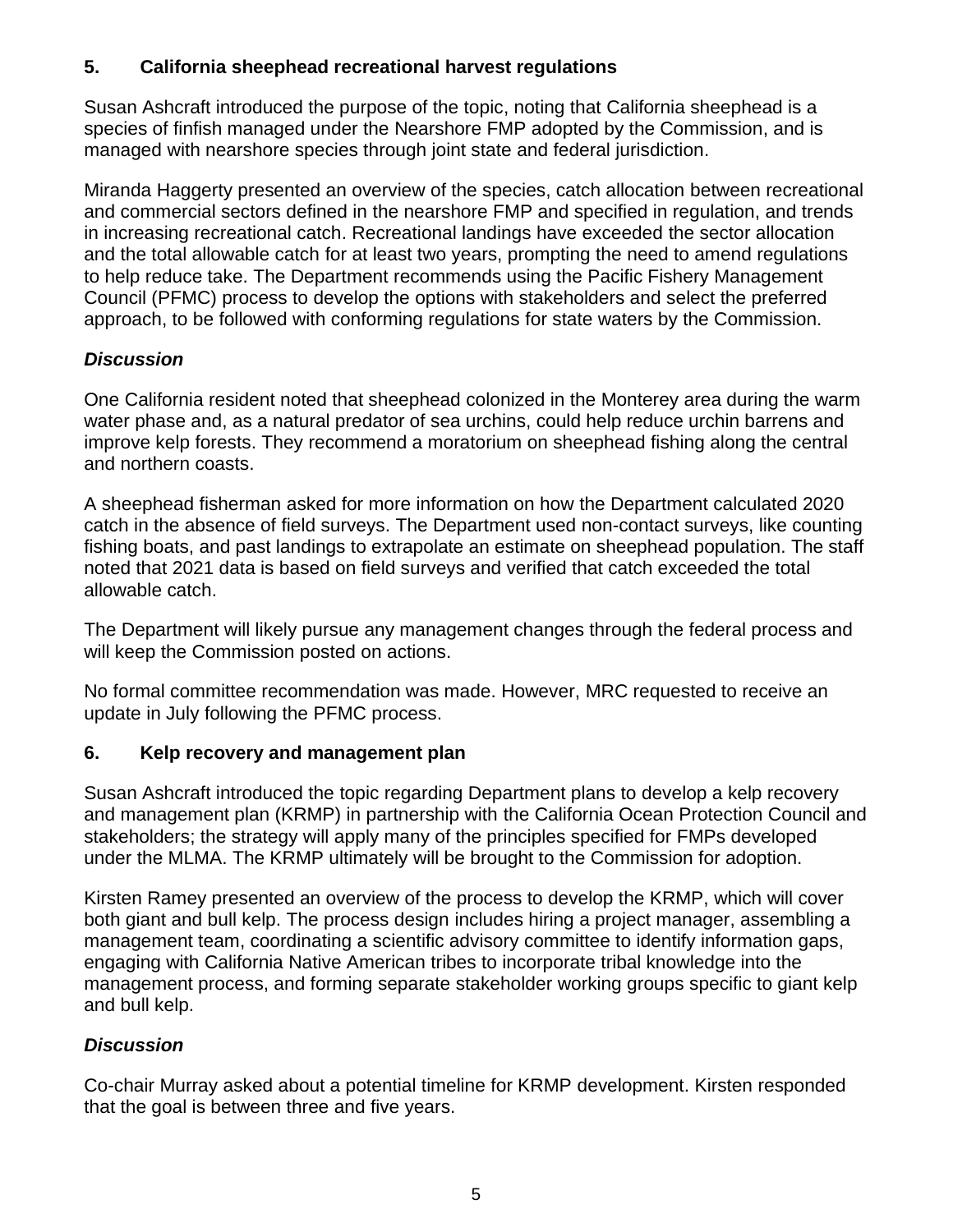## 5. California sheephead recreational harvest regulations

Susan Ashcraft introduced the purpose of the topic, noting that California sheephead is a species of finfish managed under the Nearshore FMP adopted by the Commission, and is managed with nearshore species through joint state and federal jurisdiction.

Miranda Haggerty presented an overview of the species, catch allocation between recreational and commercial sectors defined in the nearshore FMP and specified in regulation, and trends in increasing recreational catch. Recreational landings have exceeded the sector allocation and the total allowable catch for at least two years, prompting the need to amend regulations to help reduce take. The Department recommends using the Pacific Fishery Management Council (PFMC) process to develop the options with stakeholders and select the preferred approach, to be followed with conforming regulations for state waters by the Commission.

### *Discussion*

One California resident noted that sheephead colonized in the Monterey area during the warm water phase and, as a natural predator of sea urchins, could help reduce urchin barrens and improve kelp forests. They recommend a moratorium on sheephead fishing along the central and northern coasts.

A sheephead fisherman asked for more information on how the Department calculated 2020 catch in the absence of field surveys. The Department used non-contact surveys, like counting fishing boats, and past landings to extrapolate an estimate on sheephead population. The staff noted that 2021 data is based on field surveys and verified that catch exceeded the total allowable catch.

The Department will likely pursue any management changes through the federal process and will keep the Commission posted on actions.

No formal committee recommendation was made. However, MRC requested to receive an update in July following the PFMC process.

## 6. Kelp recovery and management plan

Susan Ashcraft introduced the topic regarding Department plans to develop a kelp recovery and management plan (KRMP) in partnership with the California Ocean Protection Council and stakeholders; the strategy will apply many of the principles specified for FMPs developed under the MLMA. The KRMP ultimately will be brought to the Commission for adoption.

Kirsten Ramey presented an overview of the process to develop the KRMP, which will cover both giant and bull kelp. The process design includes hiring a project manager, assembling a management team, coordinating a scientific advisory committee to identify information gaps, engaging with California Native American tribes to incorporate tribal knowledge into the management process, and forming separate stakeholder working groups specific to giant kelp and bull kelp.

### *Discussion*

Co-chair Murray asked about a potential timeline for KRMP development. Kirsten responded that the goal is between three and five years.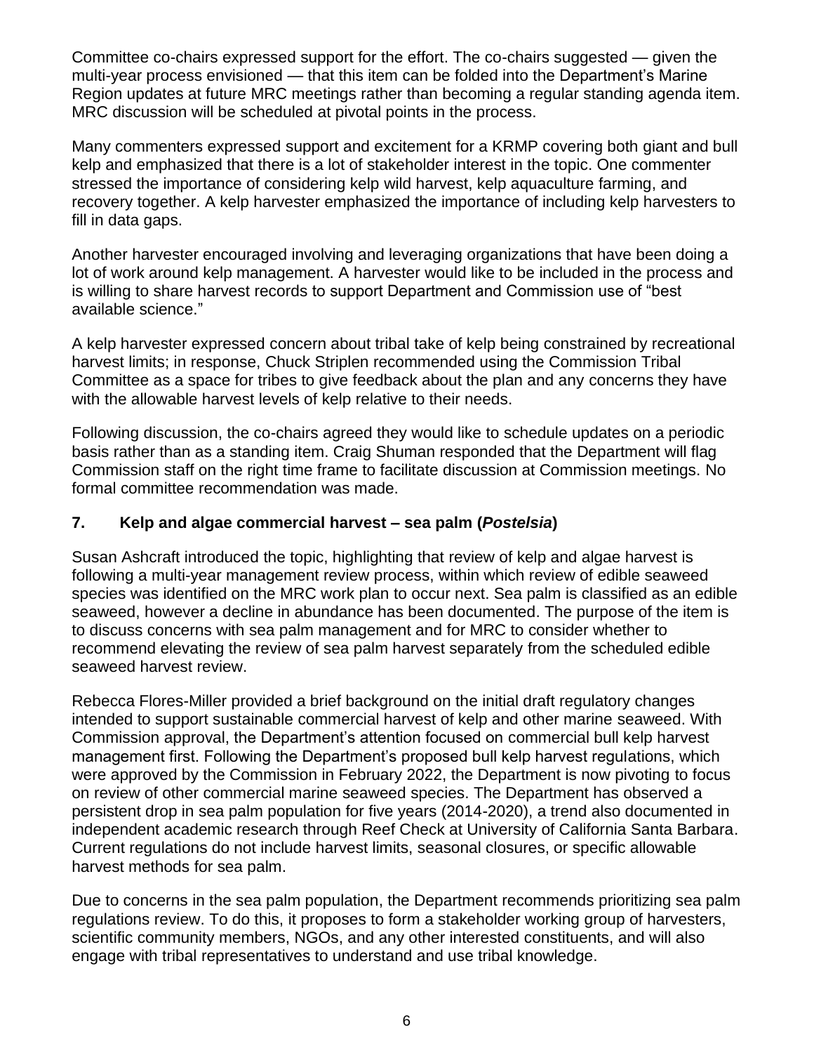Committee co-chairs expressed support for the effort. The co-chairs suggested — given the multi-year process envisioned — that this item can be folded into the Department's Marine Region updates at future MRC meetings rather than becoming a regular standing agenda item. MRC discussion will be scheduled at pivotal points in the process.

Many commenters expressed support and excitement for a KRMP covering both giant and bull kelp and emphasized that there is a lot of stakeholder interest in the topic. One commenter stressed the importance of considering kelp wild harvest, kelp aquaculture farming, and recovery together. A kelp harvester emphasized the importance of including kelp harvesters to fill in data gaps.

Another harvester encouraged involving and leveraging organizations that have been doing a lot of work around kelp management. A harvester would like to be included in the process and is willing to share harvest records to support Department and Commission use of "best available science."

A kelp harvester expressed concern about tribal take of kelp being constrained by recreational harvest limits; in response, Chuck Striplen recommended using the Commission Tribal Committee as a space for tribes to give feedback about the plan and any concerns they have with the allowable harvest levels of kelp relative to their needs.

Following discussion, the co-chairs agreed they would like to schedule updates on a periodic basis rather than as a standing item. Craig Shuman responded that the Department will flag Commission staff on the right time frame to facilitate discussion at Commission meetings. No formal committee recommendation was made.

### 7. Kelp and algae commercial harvest – sea palm (*Postelsia*)

Susan Ashcraft introduced the topic, highlighting that review of kelp and algae harvest is following a multi-year management review process, within which review of edible seaweed species was identified on the MRC work plan to occur next. Sea palm is classified as an edible seaweed, however a decline in abundance has been documented. The purpose of the item is to discuss concerns with sea palm management and for MRC to consider whether to recommend elevating the review of sea palm harvest separately from the scheduled edible seaweed harvest review.

Rebecca Flores-Miller provided a brief background on the initial draft regulatory changes intended to support sustainable commercial harvest of kelp and other marine seaweed. With Commission approval, the Department's attention focused on commercial bull kelp harvest management first. Following the Department's proposed bull kelp harvest regulations, which were approved by the Commission in February 2022, the Department is now pivoting to focus on review of other commercial marine seaweed species. The Department has observed a persistent drop in sea palm population for five years (2014-2020), a trend also documented in independent academic research through Reef Check at University of California Santa Barbara. Current regulations do not include harvest limits, seasonal closures, or specific allowable harvest methods for sea palm.

Due to concerns in the sea palm population, the Department recommends prioritizing sea palm regulations review. To do this, it proposes to form a stakeholder working group of harvesters, scientific community members, NGOs, and any other interested constituents, and will also engage with tribal representatives to understand and use tribal knowledge.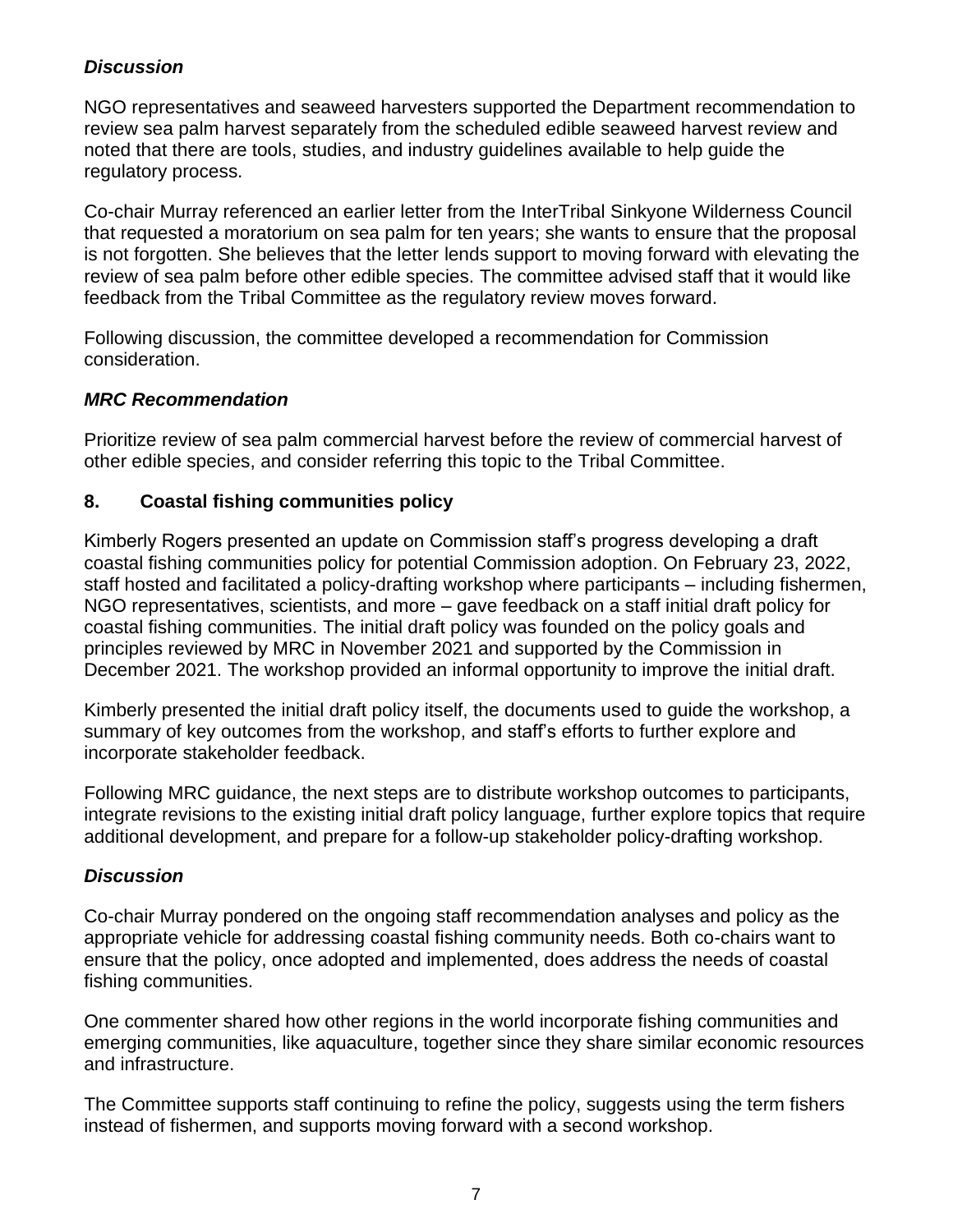### *Discussion*

NGO representatives and seaweed harvesters supported the Department recommendation to review sea palm harvest separately from the scheduled edible seaweed harvest review and noted that there are tools, studies, and industry guidelines available to help guide the regulatory process.

Co-chair Murray referenced an earlier letter from the InterTribal Sinkyone Wilderness Council that requested a moratorium on sea palm for ten years; she wants to ensure that the proposal is not forgotten. She believes that the letter lends support to moving forward with elevating the review of sea palm before other edible species. The committee advised staff that it would like feedback from the Tribal Committee as the regulatory review moves forward.

Following discussion, the committee developed a recommendation for Commission consideration.

### *MRC Recommendation*

Prioritize review of sea palm commercial harvest before the review of commercial harvest of other edible species, and consider referring this topic to the Tribal Committee.

## 8. Coastal fishing communities policy

Kimberly Rogers presented an update on Commission staff's progress developing a draft coastal fishing communities policy for potential Commission adoption. On February 23, 2022, staff hosted and facilitated a policy-drafting workshop where participants – including fishermen, NGO representatives, scientists, and more – gave feedback on a staff initial draft policy for coastal fishing communities. The initial draft policy was founded on the policy goals and principles reviewed by MRC in November 2021 and supported by the Commission in December 2021. The workshop provided an informal opportunity to improve the initial draft.

Kimberly presented the initial draft policy itself, the documents used to guide the workshop, a summary of key outcomes from the workshop, and staff's efforts to further explore and incorporate stakeholder feedback.

Following MRC guidance, the next steps are to distribute workshop outcomes to participants, integrate revisions to the existing initial draft policy language, further explore topics that require additional development, and prepare for a follow-up stakeholder policy-drafting workshop.

### *Discussion*

Co-chair Murray pondered on the ongoing staff recommendation analyses and policy as the appropriate vehicle for addressing coastal fishing community needs. Both co-chairs want to ensure that the policy, once adopted and implemented, does address the needs of coastal fishing communities.

One commenter shared how other regions in the world incorporate fishing communities and emerging communities, like aquaculture, together since they share similar economic resources and infrastructure.

The Committee supports staff continuing to refine the policy, suggests using the term fishers instead of fishermen, and supports moving forward with a second workshop.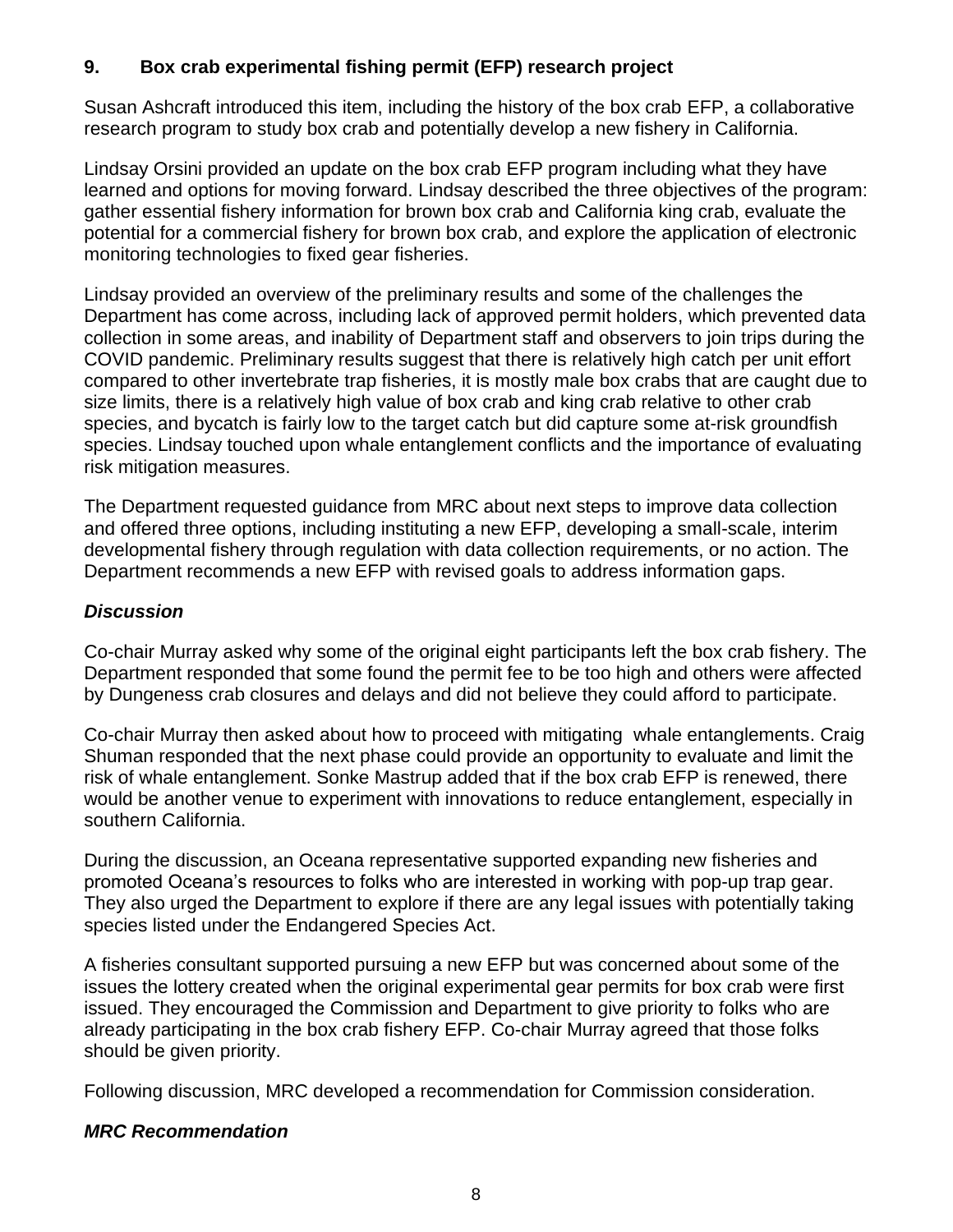## 9. Box crab experimental fishing permit (EFP) research project

Susan Ashcraft introduced this item, including the history of the box crab EFP, a collaborative research program to study box crab and potentially develop a new fishery in California.

Lindsay Orsini provided an update on the box crab EFP program including what they have learned and options for moving forward. Lindsay described the three objectives of the program: gather essential fishery information for brown box crab and California king crab, evaluate the potential for a commercial fishery for brown box crab, and explore the application of electronic monitoring technologies to fixed gear fisheries.

Lindsay provided an overview of the preliminary results and some of the challenges the Department has come across, including lack of approved permit holders, which prevented data collection in some areas, and inability of Department staff and observers to join trips during the COVID pandemic. Preliminary results suggest that there is relatively high catch per unit effort compared to other invertebrate trap fisheries, it is mostly male box crabs that are caught due to size limits, there is a relatively high value of box crab and king crab relative to other crab species, and bycatch is fairly low to the target catch but did capture some at-risk groundfish species. Lindsay touched upon whale entanglement conflicts and the importance of evaluating risk mitigation measures.

The Department requested guidance from MRC about next steps to improve data collection and offered three options, including instituting a new EFP, developing a small-scale, interim developmental fishery through regulation with data collection requirements, or no action. The Department recommends a new EFP with revised goals to address information gaps.

### *Discussion*

Co-chair Murray asked why some of the original eight participants left the box crab fishery. The Department responded that some found the permit fee to be too high and others were affected by Dungeness crab closures and delays and did not believe they could afford to participate.

Co-chair Murray then asked about how to proceed with mitigating whale entanglements. Craig Shuman responded that the next phase could provide an opportunity to evaluate and limit the risk of whale entanglement. Sonke Mastrup added that if the box crab EFP is renewed, there would be another venue to experiment with innovations to reduce entanglement, especially in southern California.

During the discussion, an Oceana representative supported expanding new fisheries and promoted Oceana's resources to folks who are interested in working with pop-up trap gear. They also urged the Department to explore if there are any legal issues with potentially taking species listed under the Endangered Species Act.

A fisheries consultant supported pursuing a new EFP but was concerned about some of the issues the lottery created when the original experimental gear permits for box crab were first issued. They encouraged the Commission and Department to give priority to folks who are already participating in the box crab fishery EFP. Co-chair Murray agreed that those folks should be given priority.

Following discussion, MRC developed a recommendation for Commission consideration.

### *MRC Recommendation*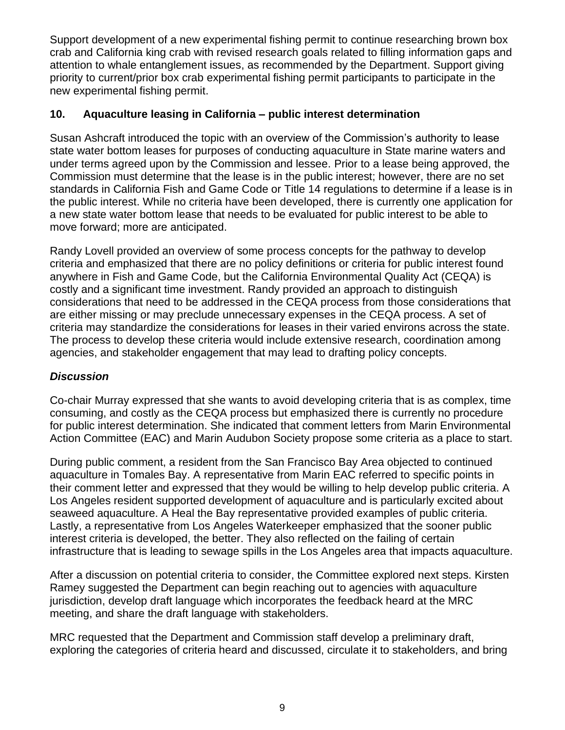Support development of a new experimental fishing permit to continue researching brown box crab and California king crab with revised research goals related to filling information gaps and attention to whale entanglement issues, as recommended by the Department. Support giving priority to current/prior box crab experimental fishing permit participants to participate in the new experimental fishing permit.

## 10. Aquaculture leasing in California – public interest determination

Susan Ashcraft introduced the topic with an overview of the Commission's authority to lease state water bottom leases for purposes of conducting aquaculture in State marine waters and under terms agreed upon by the Commission and lessee. Prior to a lease being approved, the Commission must determine that the lease is in the public interest; however, there are no set standards in California Fish and Game Code or Title 14 regulations to determine if a lease is in the public interest. While no criteria have been developed, there is currently one application for a new state water bottom lease that needs to be evaluated for public interest to be able to move forward; more are anticipated.

Randy Lovell provided an overview of some process concepts for the pathway to develop criteria and emphasized that there are no policy definitions or criteria for public interest found anywhere in Fish and Game Code, but the California Environmental Quality Act (CEQA) is costly and a significant time investment. Randy provided an approach to distinguish considerations that need to be addressed in the CEQA process from those considerations that are either missing or may preclude unnecessary expenses in the CEQA process. A set of criteria may standardize the considerations for leases in their varied environs across the state. The process to develop these criteria would include extensive research, coordination among agencies, and stakeholder engagement that may lead to drafting policy concepts.

### *Discussion*

Co-chair Murray expressed that she wants to avoid developing criteria that is as complex, time consuming, and costly as the CEQA process but emphasized there is currently no procedure for public interest determination. She indicated that comment letters from Marin Environmental Action Committee (EAC) and Marin Audubon Society propose some criteria as a place to start.

During public comment, a resident from the San Francisco Bay Area objected to continued aquaculture in Tomales Bay. A representative from Marin EAC referred to specific points in their comment letter and expressed that they would be willing to help develop public criteria. A Los Angeles resident supported development of aquaculture and is particularly excited about seaweed aquaculture. A Heal the Bay representative provided examples of public criteria. Lastly, a representative from Los Angeles Waterkeeper emphasized that the sooner public interest criteria is developed, the better. They also reflected on the failing of certain infrastructure that is leading to sewage spills in the Los Angeles area that impacts aquaculture.

After a discussion on potential criteria to consider, the Committee explored next steps. Kirsten Ramey suggested the Department can begin reaching out to agencies with aquaculture jurisdiction, develop draft language which incorporates the feedback heard at the MRC meeting, and share the draft language with stakeholders.

MRC requested that the Department and Commission staff develop a preliminary draft, exploring the categories of criteria heard and discussed, circulate it to stakeholders, and bring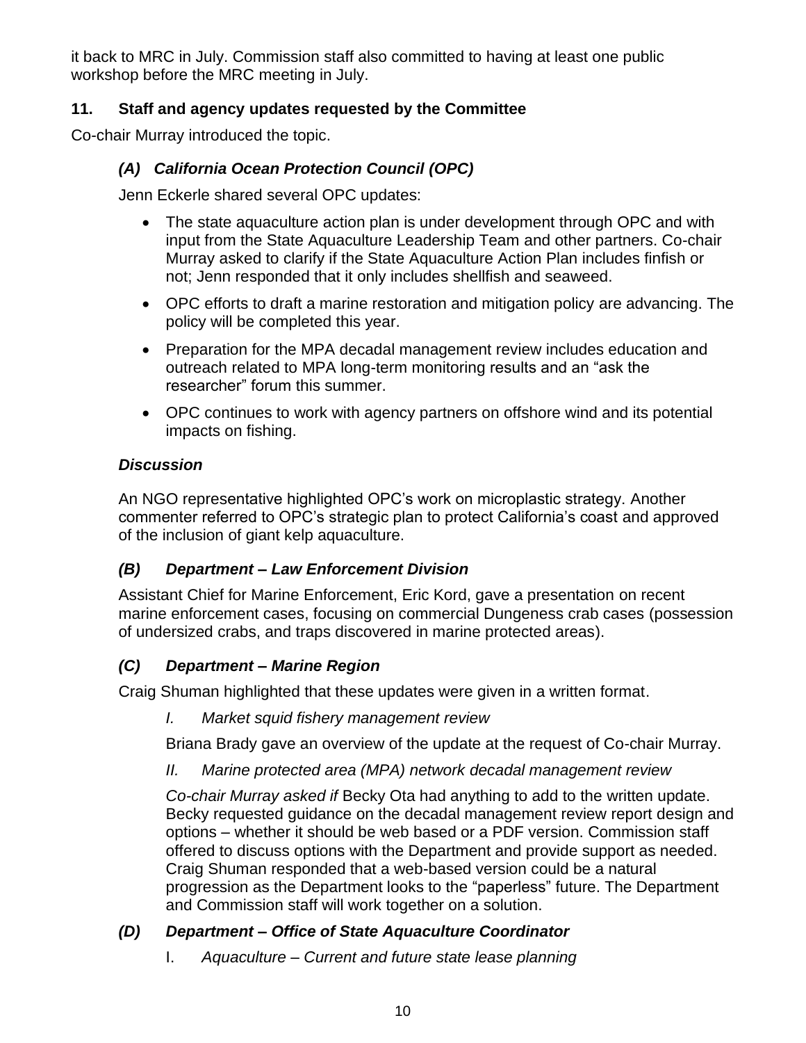it back to MRC in July. Commission staff also committed to having at least one public workshop before the MRC meeting in July.

### 11. Staff and agency updates requested by the Committee

Co-chair Murray introduced the topic.

#### *(A) California Ocean Protection Council (OPC)*

Jenn Eckerle shared several OPC updates:

- The state aquaculture action plan is under development through OPC and with input from the State Aquaculture Leadership Team and other partners. Co-chair Murray asked to clarify if the State Aquaculture Action Plan includes finfish or not; Jenn responded that it only includes shellfish and seaweed.
- OPC efforts to draft a marine restoration and mitigation policy are advancing. The policy will be completed this year.
- Preparation for the MPA decadal management review includes education and outreach related to MPA long-term monitoring results and an “ask the researcher” forum this summer.
- OPC continues to work with agency partners on offshore wind and its potential impacts on fishing.

***Discussion***

An NGO representative highlighted OPC’s work on microplastic strategy. Another commenter referred to OPC’s strategic plan to protect California’s coast and approved of the inclusion of giant kelp aquaculture.

#### *(B) Department – Law Enforcement Division*

Assistant Chief for Marine Enforcement, Eric Kord, gave a presentation on recent marine enforcement cases, focusing on commercial Dungeness crab cases (possession of undersized crabs, and traps discovered in marine protected areas).

#### *(C) Department – Marine Region*

Craig Shuman highlighted that these updates were given in a written format.

*I. Market squid fishery management review*

Briana Brady gave an overview of the update at the request of Co-chair Murray.

*II. Marine protected area (MPA) network decadal management review*

*Co-chair Murray asked if* Becky Ota had anything to add to the written update. Becky requested guidance on the decadal management review report design and options – whether it should be web based or a PDF version. Commission staff offered to discuss options with the Department and provide support as needed. Craig Shuman responded that a web-based version could be a natural progression as the Department looks to the “paperless” future. The Department and Commission staff will work together on a solution.

#### *(D) Department – Office of State Aquaculture Coordinator*

I. *Aquaculture – Current and future state lease planning*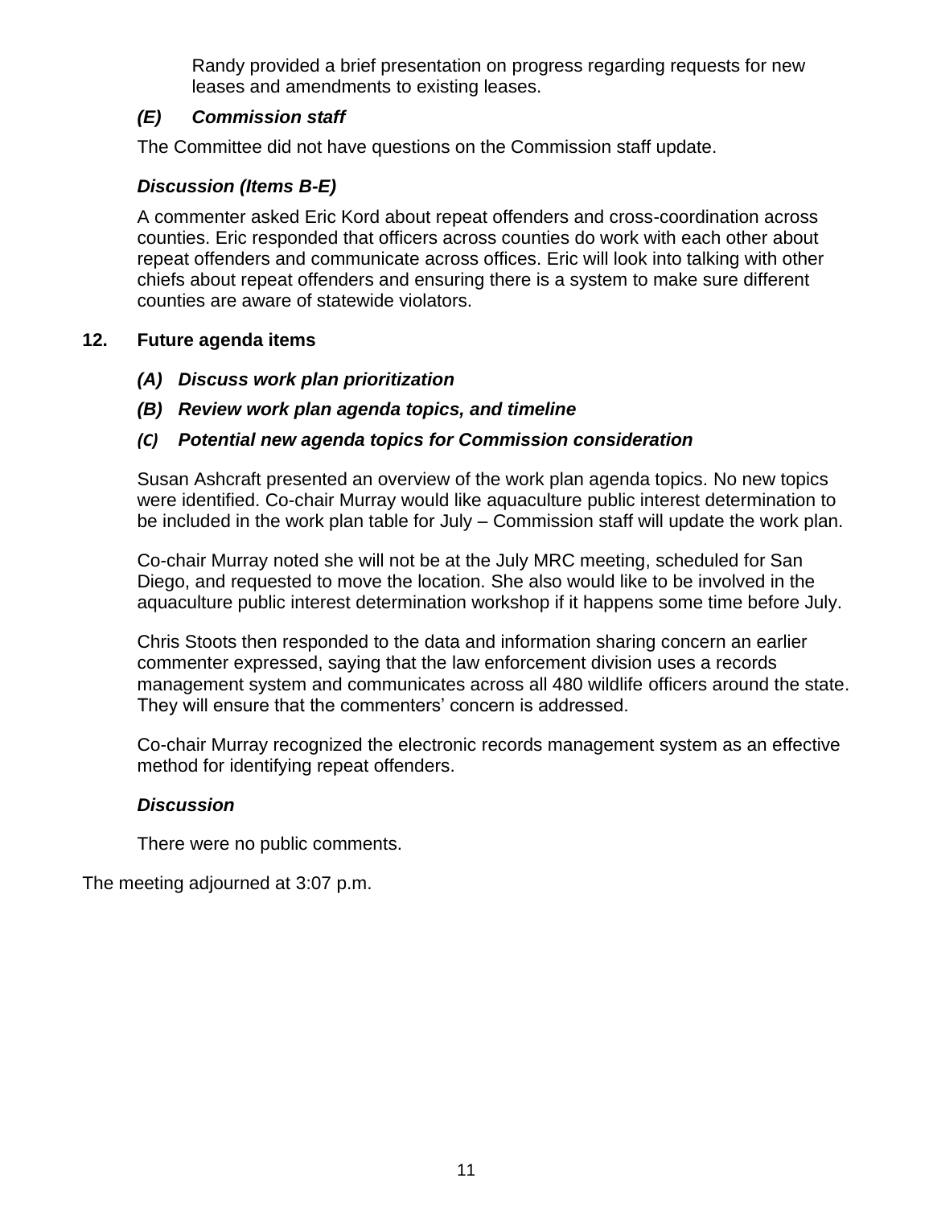Randy provided a brief presentation on progress regarding requests for new leases and amendments to existing leases.

### *(E) Commission staff*

The Committee did not have questions on the Commission staff update.

### *Discussion (Items B-E)*

A commenter asked Eric Kord about repeat offenders and cross-coordination across counties. Eric responded that officers across counties do work with each other about repeat offenders and communicate across offices. Eric will look into talking with other chiefs about repeat offenders and ensuring there is a system to make sure different counties are aware of statewide violators.

## 12. Future agenda items

### *(A) Discuss work plan prioritization*

### *(B) Review work plan agenda topics, and timeline*

### *(C) Potential new agenda topics for Commission consideration*

Susan Ashcraft presented an overview of the work plan agenda topics. No new topics were identified. Co-chair Murray would like aquaculture public interest determination to be included in the work plan table for July – Commission staff will update the work plan.

Co-chair Murray noted she will not be at the July MRC meeting, scheduled for San Diego, and requested to move the location. She also would like to be involved in the aquaculture public interest determination workshop if it happens some time before July.

Chris Stoots then responded to the data and information sharing concern an earlier commenter expressed, saying that the law enforcement division uses a records management system and communicates across all 480 wildlife officers around the state. They will ensure that the commenters' concern is addressed.

Co-chair Murray recognized the electronic records management system as an effective method for identifying repeat offenders.

### *Discussion*

There were no public comments.

The meeting adjourned at 3:07 p.m.